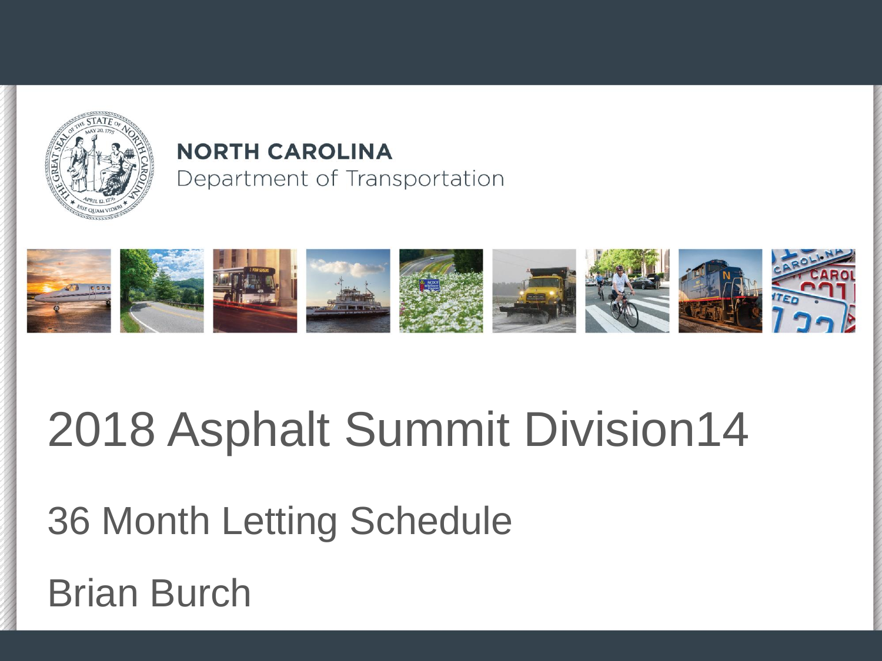NORTH CAROLINA
Department of Transportation

# 2018 Asphalt Summit Division14

## 36 Month Letting Schedule

Brian Burch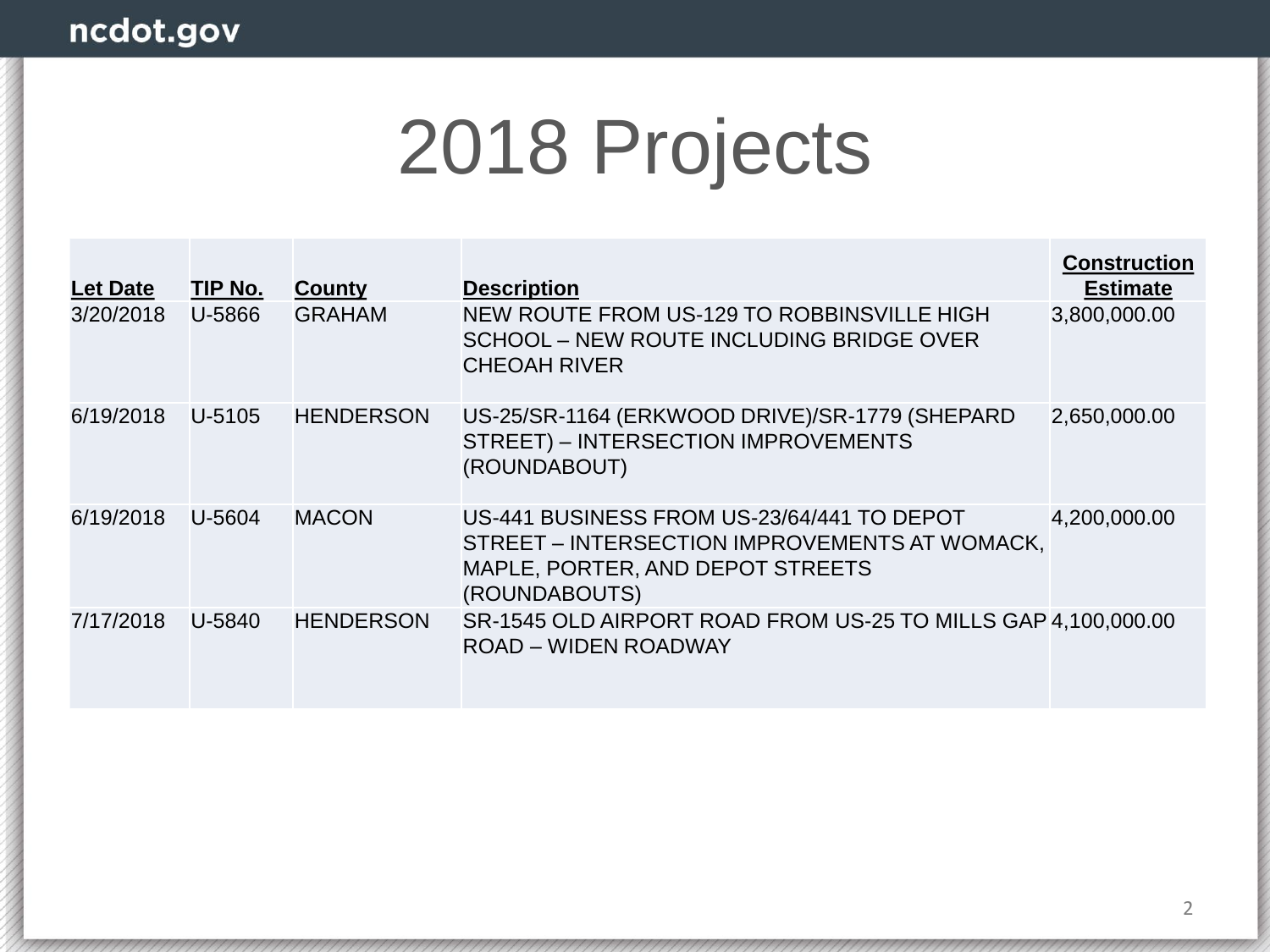# 2018 Projects

| Let Date | TIP No. | County | Description | Construction Estimate |
|---|---|---|---|---|
| 3/20/2018 | U-5866 | GRAHAM | NEW ROUTE FROM US-129 TO ROBBINSVILLE HIGH SCHOOL – NEW ROUTE INCLUDING BRIDGE OVER CHEOAH RIVER | 3,800,000.00 |
| 6/19/2018 | U-5105 | HENDERSON | US-25/SR-1164 (ERKWOOD DRIVE)/SR-1779 (SHEPARD STREET) – INTERSECTION IMPROVEMENTS (ROUNDABOUT) | 2,650,000.00 |
| 6/19/2018 | U-5604 | MACON | US-441 BUSINESS FROM US-23/64/441 TO DEPOT STREET – INTERSECTION IMPROVEMENTS AT WOMACK, MAPLE, PORTER, AND DEPOT STREETS (ROUNDABOUTS) | 4,200,000.00 |
| 7/17/2018 | U-5840 | HENDERSON | SR-1545 OLD AIRPORT ROAD FROM US-25 TO MILLS GAP ROAD – WIDEN ROADWAY | 4,100,000.00 |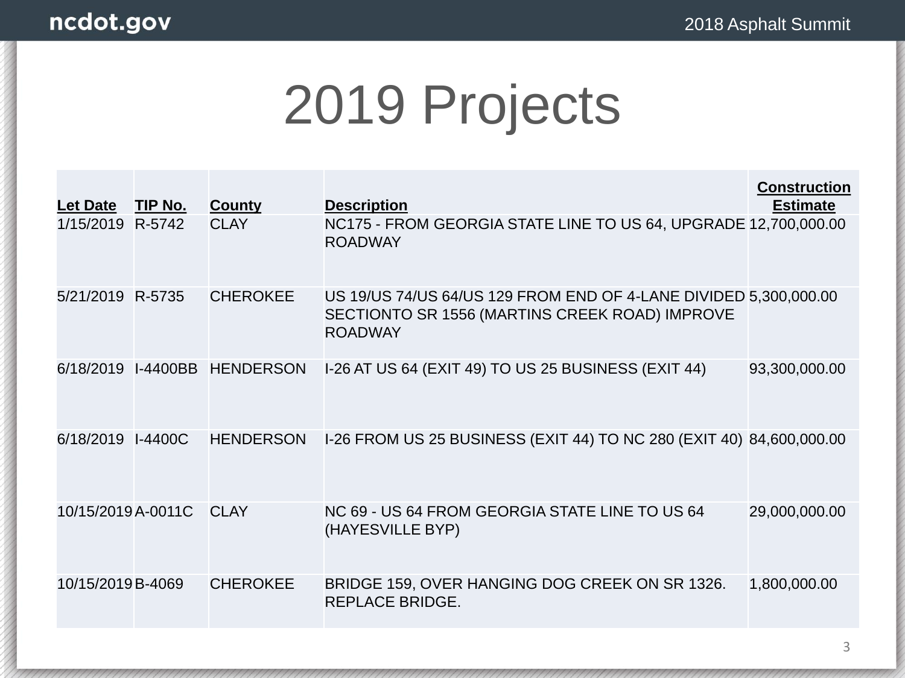# 2019 Projects

| Let Date | TIP No. | County | Description | Construction Estimate |
|---|---|---|---|---|
| 1/15/2019 | R-5742 | CLAY | NC175 - FROM GEORGIA STATE LINE TO US 64, UPGRADE ROADWAY | 12,700,000.00 |
| 5/21/2019 | R-5735 | CHEROKEE | US 19/US 74/US 64/US 129 FROM END OF 4-LANE DIVIDED SECTIONTO SR 1556 (MARTINS CREEK ROAD) IMPROVE ROADWAY | 5,300,000.00 |
| 6/18/2019 | I-4400BB | HENDERSON | I-26 AT US 64 (EXIT 49) TO US 25 BUSINESS (EXIT 44) | 93,300,000.00 |
| 6/18/2019 | I-4400C | HENDERSON | I-26 FROM US 25 BUSINESS (EXIT 44) TO NC 280 (EXIT 40) | 84,600,000.00 |
| 10/15/2019 | A-0011C | CLAY | NC 69 - US 64 FROM GEORGIA STATE LINE TO US 64 (HAYESVILLE BYP) | 29,000,000.00 |
| 10/15/2019 | B-4069 | CHEROKEE | BRIDGE 159, OVER HANGING DOG CREEK ON SR 1326. REPLACE BRIDGE. | 1,800,000.00 |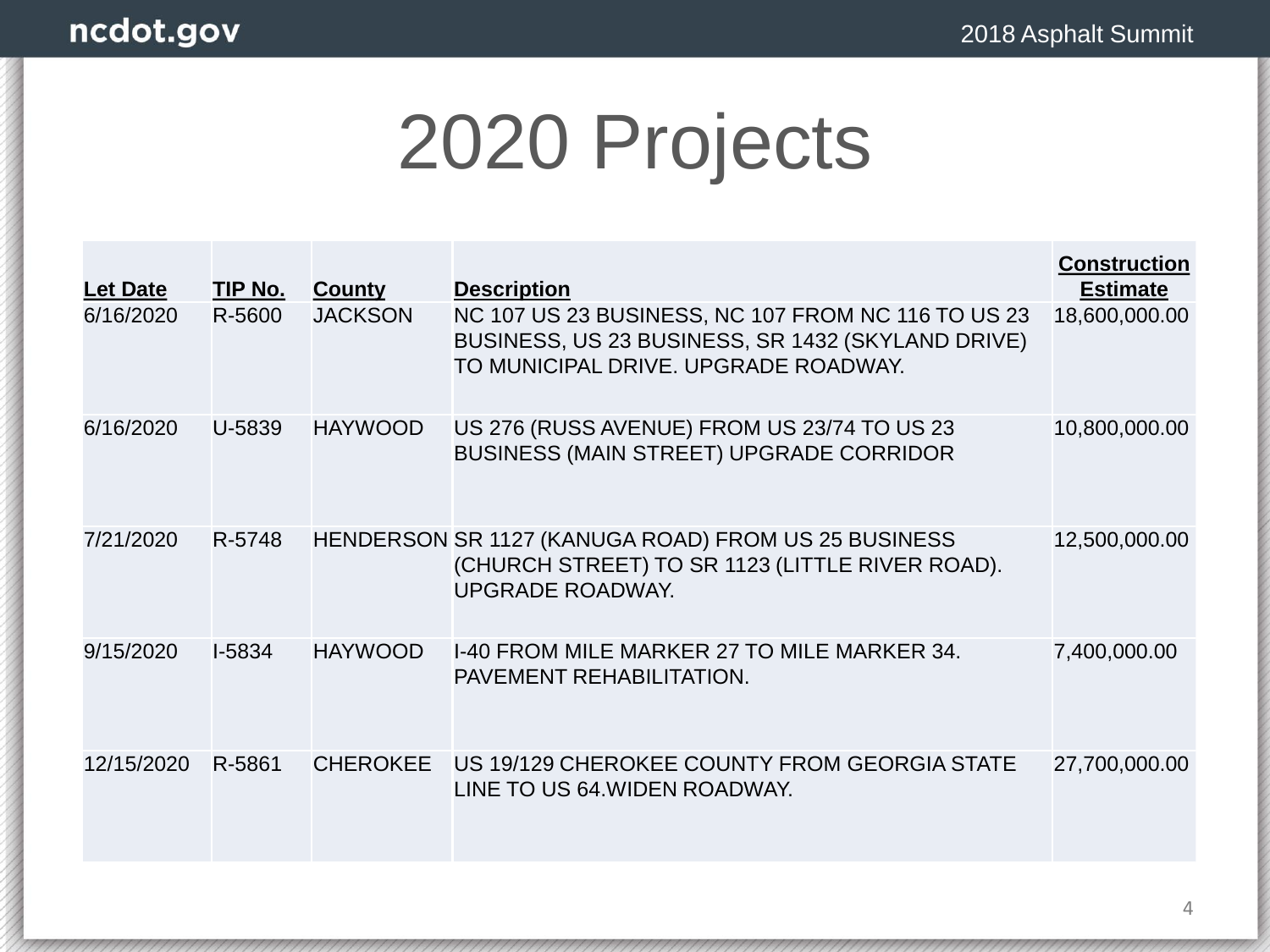# 2020 Projects

| Let Date | TIP No. | County | Description | Construction Estimate |
|---|---|---|---|---|
| 6/16/2020 | R-5600 | JACKSON | NC 107 US 23 BUSINESS, NC 107 FROM NC 116 TO US 23 BUSINESS, US 23 BUSINESS, SR 1432 (SKYLAND DRIVE) TO MUNICIPAL DRIVE. UPGRADE ROADWAY. | 18,600,000.00 |
| 6/16/2020 | U-5839 | HAYWOOD | US 276 (RUSS AVENUE) FROM US 23/74 TO US 23 BUSINESS (MAIN STREET) UPGRADE CORRIDOR | 10,800,000.00 |
| 7/21/2020 | R-5748 | HENDERSON | SR 1127 (KANUGA ROAD) FROM US 25 BUSINESS (CHURCH STREET) TO SR 1123 (LITTLE RIVER ROAD). UPGRADE ROADWAY. | 12,500,000.00 |
| 9/15/2020 | I-5834 | HAYWOOD | I-40 FROM MILE MARKER 27 TO MILE MARKER 34. PAVEMENT REHABILITATION. | 7,400,000.00 |
| 12/15/2020 | R-5861 | CHEROKEE | US 19/129 CHEROKEE COUNTY FROM GEORGIA STATE LINE TO US 64.WIDEN ROADWAY. | 27,700,000.00 |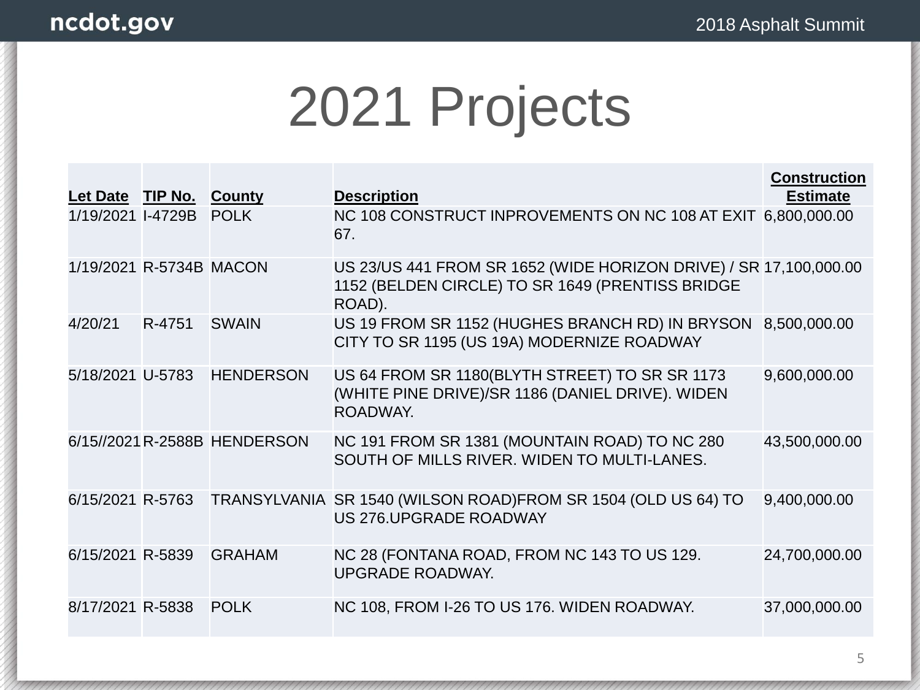# 2021 Projects

| Let Date | TIP No. | County | Description | Construction Estimate |
|---|---|---|---|---|
| 1/19/2021 | I-4729B | POLK | NC 108 CONSTRUCT INPROVEMENTS ON NC 108 AT EXIT 67. | 6,800,000.00 |
| 1/19/2021 | R-5734B | MACON | US 23/US 441 FROM SR 1652 (WIDE HORIZON DRIVE) / SR 1152 (BELDEN CIRCLE) TO SR 1649 (PRENTISS BRIDGE ROAD). | 17,100,000.00 |
| 4/20/21 | R-4751 | SWAIN | US 19 FROM SR 1152 (HUGHES BRANCH RD) IN BRYSON CITY TO SR 1195 (US 19A) MODERNIZE ROADWAY | 8,500,000.00 |
| 5/18/2021 | U-5783 | HENDERSON | US 64 FROM SR 1180(BLYTH STREET) TO SR SR 1173 (WHITE PINE DRIVE)/SR 1186 (DANIEL DRIVE). WIDEN ROADWAY. | 9,600,000.00 |
| 6/15//2021 | R-2588B | HENDERSON | NC 191 FROM SR 1381 (MOUNTAIN ROAD) TO NC 280 SOUTH OF MILLS RIVER. WIDEN TO MULTI-LANES. | 43,500,000.00 |
| 6/15/2021 | R-5763 | TRANSYLVANIA | SR 1540 (WILSON ROAD)FROM SR 1504 (OLD US 64) TO US 276.UPGRADE ROADWAY | 9,400,000.00 |
| 6/15/2021 | R-5839 | GRAHAM | NC 28 (FONTANA ROAD, FROM NC 143 TO US 129. UPGRADE ROADWAY. | 24,700,000.00 |
| 8/17/2021 | R-5838 | POLK | NC 108, FROM I-26 TO US 176. WIDEN ROADWAY. | 37,000,000.00 |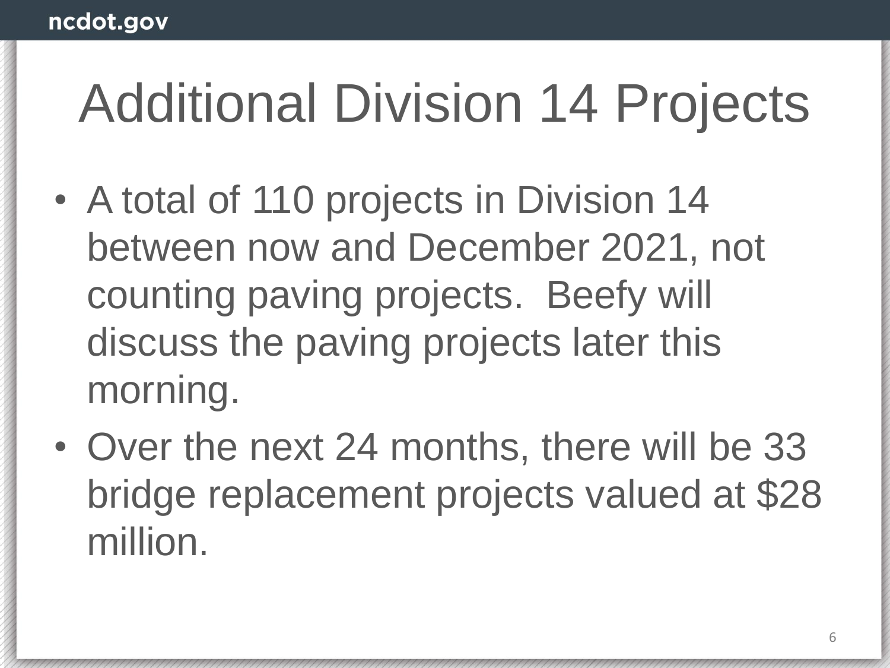# Additional Division 14 Projects

- A total of 110 projects in Division 14 between now and December 2021, not counting paving projects. Beefy will discuss the paving projects later this morning.
- Over the next 24 months, there will be 33 bridge replacement projects valued at $28 million.